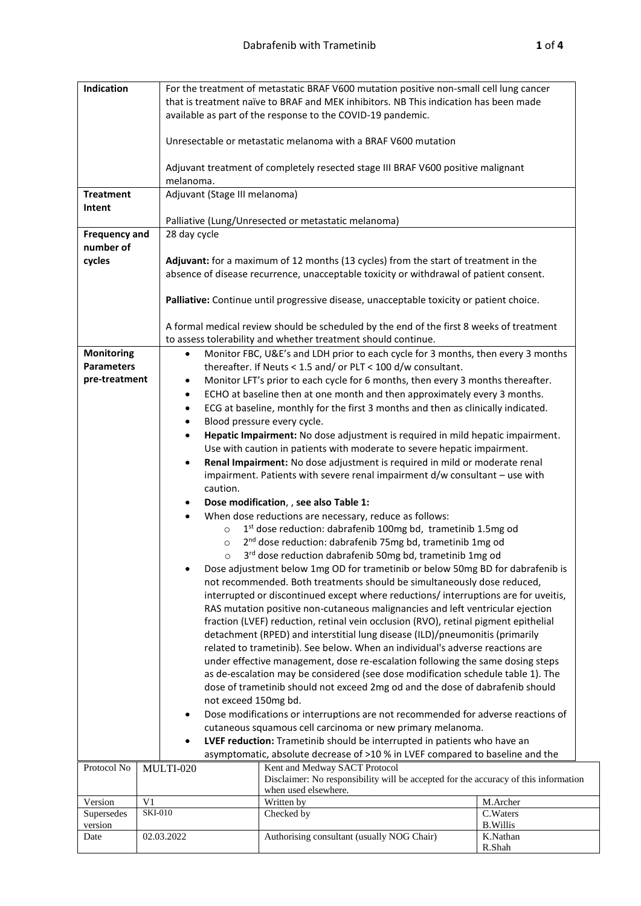| **Indication** | For the treatment of metastatic BRAF V600 mutation positive non-small cell lung cancer that is treatment naïve to BRAF and MEK inhibitors. NB This indication has been made available as part of the response to the COVID-19 pandemic.<br><br>Unresectable or metastatic melanoma with a BRAF V600 mutation<br><br>Adjuvant treatment of completely resected stage III BRAF V600 positive malignant melanoma. |
|---|---|
| **Treatment Intent** | Adjuvant (Stage III melanoma)<br><br>Palliative (Lung/Unresected or metastatic melanoma) |
| **Frequency and number of cycles** | 28 day cycle<br><br>**Adjuvant:** for a maximum of 12 months (13 cycles) from the start of treatment in the absence of disease recurrence, unacceptable toxicity or withdrawal of patient consent.<br><br>**Palliative:** Continue until progressive disease, unacceptable toxicity or patient choice.<br><br>A formal medical review should be scheduled by the end of the first 8 weeks of treatment to assess tolerability and whether treatment should continue. |
| **Monitoring Parameters pre-treatment** | • Monitor FBC, U&E's and LDH prior to each cycle for 3 months, then every 3 months thereafter. If Neuts < 1.5 and/ or PLT < 100 d/w consultant.<br>• Monitor LFT's prior to each cycle for 6 months, then every 3 months thereafter.<br>• ECHO at baseline then at one month and then approximately every 3 months.<br>• ECG at baseline, monthly for the first 3 months and then as clinically indicated.<br>• Blood pressure every cycle.<br>• **Hepatic Impairment:** No dose adjustment is required in mild hepatic impairment. Use with caution in patients with moderate to severe hepatic impairment.<br>• **Renal Impairment:** No dose adjustment is required in mild or moderate renal impairment. Patients with severe renal impairment d/w consultant – use with caution.<br>• **Dose modification**, , **see also Table 1:**<br>• When dose reductions are necessary, reduce as follows:<br>  ○ 1st dose reduction: dabrafenib 100mg bd, trametinib 1.5mg od<br>  ○ 2nd dose reduction: dabrafenib 75mg bd, trametinib 1mg od<br>  ○ 3rd dose reduction dabrafenib 50mg bd, trametinib 1mg od<br>• Dose adjustment below 1mg OD for trametinib or below 50mg BD for dabrafenib is not recommended. Both treatments should be simultaneously dose reduced, interrupted or discontinued except where reductions/ interruptions are for uveitis, RAS mutation positive non-cutaneous malignancies and left ventricular ejection fraction (LVEF) reduction, retinal vein occlusion (RVO), retinal pigment epithelial detachment (RPED) and interstitial lung disease (ILD)/pneumonitis (primarily related to trametinib). See below. When an individual's adverse reactions are under effective management, dose re-escalation following the same dosing steps as de-escalation may be considered (see dose modification schedule table 1). The dose of trametinib should not exceed 2mg od and the dose of dabrafenib should not exceed 150mg bd.<br>• Dose modifications or interruptions are not recommended for adverse reactions of cutaneous squamous cell carcinoma or new primary melanoma.<br>• **LVEF reduction:** Trametinib should be interrupted in patients who have an asymptomatic, absolute decrease of >10 % in LVEF compared to baseline and the |

| Protocol No | MULTI-020 | Kent and Medway SACT Protocol<br>Disclaimer: No responsibility will be accepted for the accuracy of this information when used elsewhere. | |
|---|---|---|---|
| Version | V1 | Written by | M.Archer |
| Supersedes version | SKI-010 | Checked by | C.Waters<br>B.Willis |
| Date | 02.03.2022 | Authorising consultant (usually NOG Chair) | K.Nathan<br>R.Shah |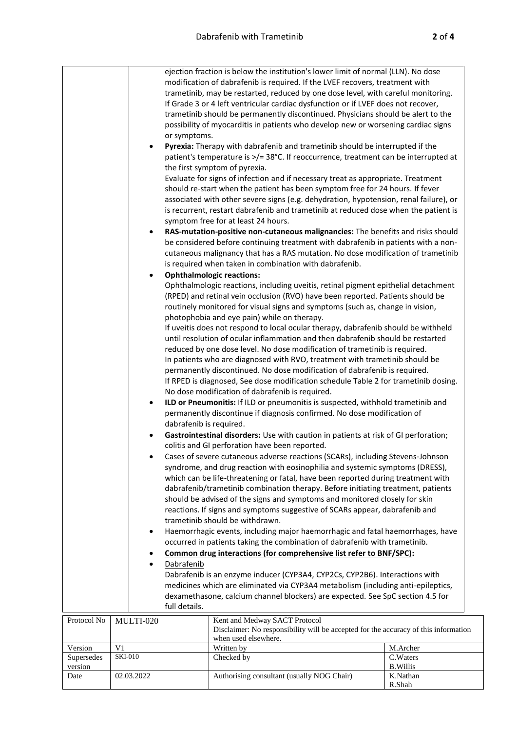ejection fraction is below the institution's lower limit of normal (LLN). No dose modification of dabrafenib is required. If the LVEF recovers, treatment with trametinib, may be restarted, reduced by one dose level, with careful monitoring. If Grade 3 or 4 left ventricular cardiac dysfunction or if LVEF does not recover, trametinib should be permanently discontinued. Physicians should be alert to the possibility of myocarditis in patients who develop new or worsening cardiac signs or symptoms.

- **Pyrexia:** Therapy with dabrafenib and trametinib should be interrupted if the patient's temperature is >/= 38°C. If reoccurrence, treatment can be interrupted at the first symptom of pyrexia.
  Evaluate for signs of infection and if necessary treat as appropriate. Treatment should re-start when the patient has been symptom free for 24 hours. If fever associated with other severe signs (e.g. dehydration, hypotension, renal failure), or is recurrent, restart dabrafenib and trametinib at reduced dose when the patient is symptom free for at least 24 hours.
- **RAS-mutation-positive non-cutaneous malignancies:** The benefits and risks should be considered before continuing treatment with dabrafenib in patients with a non-cutaneous malignancy that has a RAS mutation. No dose modification of trametinib is required when taken in combination with dabrafenib.
- **Ophthalmologic reactions:**
  Ophthalmologic reactions, including uveitis, retinal pigment epithelial detachment (RPED) and retinal vein occlusion (RVO) have been reported. Patients should be routinely monitored for visual signs and symptoms (such as, change in vision, photophobia and eye pain) while on therapy.
  If uveitis does not respond to local ocular therapy, dabrafenib should be withheld until resolution of ocular inflammation and then dabrafenib should be restarted reduced by one dose level. No dose modification of trametinib is required.
  In patients who are diagnosed with RVO, treatment with trametinib should be permanently discontinued. No dose modification of dabrafenib is required.
  If RPED is diagnosed, See dose modification schedule Table 2 for trametinib dosing. No dose modification of dabrafenib is required.
- **ILD or Pneumonitis:** If ILD or pneumonitis is suspected, withhold trametinib and permanently discontinue if diagnosis confirmed. No dose modification of dabrafenib is required.
- **Gastrointestinal disorders:** Use with caution in patients at risk of GI perforation; colitis and GI perforation have been reported.
- Cases of severe cutaneous adverse reactions (SCARs), including Stevens-Johnson syndrome, and drug reaction with eosinophilia and systemic symptoms (DRESS), which can be life-threatening or fatal, have been reported during treatment with dabrafenib/trametinib combination therapy. Before initiating treatment, patients should be advised of the signs and symptoms and monitored closely for skin reactions. If signs and symptoms suggestive of SCARs appear, dabrafenib and trametinib should be withdrawn.
- Haemorrhagic events, including major haemorrhagic and fatal haemorrhages, have occurred in patients taking the combination of dabrafenib with trametinib.
- **Common drug interactions (for comprehensive list refer to BNF/SPC):**
- Dabrafenib
  Dabrafenib is an enzyme inducer (CYP3A4, CYP2Cs, CYP2B6). Interactions with medicines which are eliminated via CYP3A4 metabolism (including anti-epileptics, dexamethasone, calcium channel blockers) are expected. See SpC section 4.5 for full details.

| Protocol No | MULTI-020 | Kent and Medway SACT Protocol<br>Disclaimer: No responsibility will be accepted for the accuracy of this information when used elsewhere. | |
|---|---|---|---|
| Version | V1 | Written by | M.Archer |
| Supersedes version | SKI-010 | Checked by | C.Waters<br>B.Willis |
| Date | 02.03.2022 | Authorising consultant (usually NOG Chair) | K.Nathan<br>R.Shah |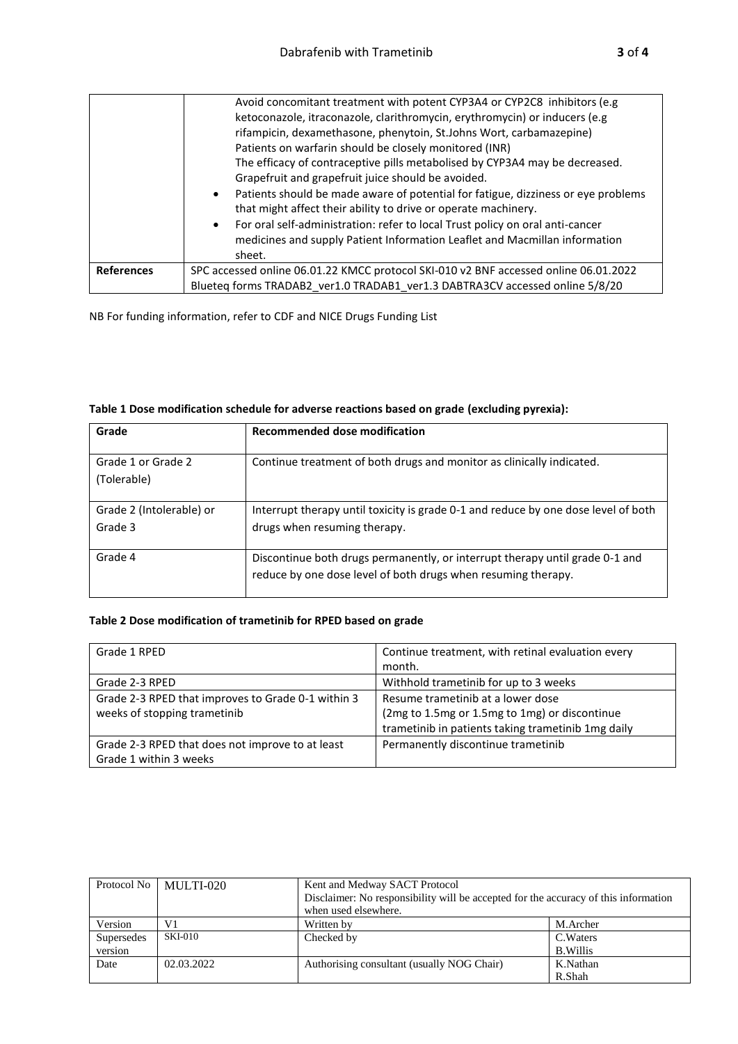| | |
|---|---|
| | Avoid concomitant treatment with potent CYP3A4 or CYP2C8 inhibitors (e.g ketoconazole, itraconazole, clarithromycin, erythromycin) or inducers (e.g rifampicin, dexamethasone, phenytoin, St.Johns Wort, carbamazepine)<br>Patients on warfarin should be closely monitored (INR)<br>The efficacy of contraceptive pills metabolised by CYP3A4 may be decreased.<br>Grapefruit and grapefruit juice should be avoided.<br>• Patients should be made aware of potential for fatigue, dizziness or eye problems that might affect their ability to drive or operate machinery.<br>• For oral self-administration: refer to local Trust policy on oral anti-cancer medicines and supply Patient Information Leaflet and Macmillan information sheet. |
| **References** | SPC accessed online 06.01.22 KMCC protocol SKI-010 v2 BNF accessed online 06.01.2022<br>Blueteq forms TRADAB2_ver1.0 TRADAB1_ver1.3 DABTRA3CV accessed online 5/8/20 |

NB For funding information, refer to CDF and NICE Drugs Funding List

**Table 1 Dose modification schedule for adverse reactions based on grade (excluding pyrexia):**

| Grade | Recommended dose modification |
|---|---|
| Grade 1 or Grade 2 (Tolerable) | Continue treatment of both drugs and monitor as clinically indicated. |
| Grade 2 (Intolerable) or Grade 3 | Interrupt therapy until toxicity is grade 0-1 and reduce by one dose level of both drugs when resuming therapy. |
| Grade 4 | Discontinue both drugs permanently, or interrupt therapy until grade 0-1 and reduce by one dose level of both drugs when resuming therapy. |

**Table 2 Dose modification of trametinib for RPED based on grade**

| | |
|---|---|
| Grade 1 RPED | Continue treatment, with retinal evaluation every month. |
| Grade 2-3 RPED | Withhold trametinib for up to 3 weeks |
| Grade 2-3 RPED that improves to Grade 0-1 within 3 weeks of stopping trametinib | Resume trametinib at a lower dose (2mg to 1.5mg or 1.5mg to 1mg) or discontinue trametinib in patients taking trametinib 1mg daily |
| Grade 2-3 RPED that does not improve to at least Grade 1 within 3 weeks | Permanently discontinue trametinib |

| Protocol No | MULTI-020 | Kent and Medway SACT Protocol<br>Disclaimer: No responsibility will be accepted for the accuracy of this information when used elsewhere. | |
|---|---|---|---|
| Version | V1 | Written by | M.Archer |
| Supersedes version | SKI-010 | Checked by | C.Waters<br>B.Willis |
| Date | 02.03.2022 | Authorising consultant (usually NOG Chair) | K.Nathan<br>R.Shah |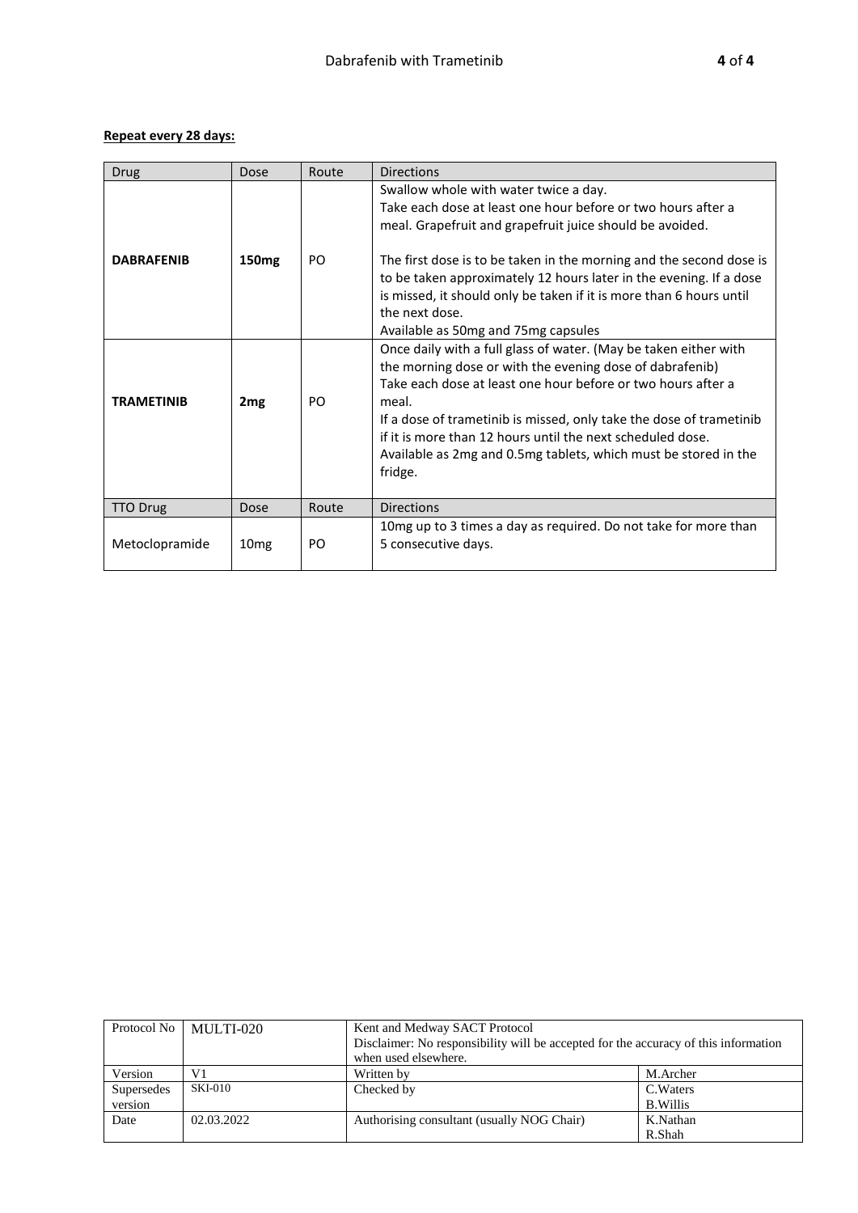**Repeat every 28 days:**

| Drug | Dose | Route | Directions |
|---|---|---|---|
| **DABRAFENIB** | **150mg** | PO | Swallow whole with water twice a day.<br>Take each dose at least one hour before or two hours after a meal. Grapefruit and grapefruit juice should be avoided.<br><br>The first dose is to be taken in the morning and the second dose is to be taken approximately 12 hours later in the evening. If a dose is missed, it should only be taken if it is more than 6 hours until the next dose.<br>Available as 50mg and 75mg capsules |
| **TRAMETINIB** | **2mg** | PO | Once daily with a full glass of water. (May be taken either with the morning dose or with the evening dose of dabrafenib)<br>Take each dose at least one hour before or two hours after a meal.<br>If a dose of trametinib is missed, only take the dose of trametinib if it is more than 12 hours until the next scheduled dose.<br>Available as 2mg and 0.5mg tablets, which must be stored in the fridge. |
| TTO Drug | Dose | Route | Directions |
| Metoclopramide | 10mg | PO | 10mg up to 3 times a day as required. Do not take for more than 5 consecutive days. |

| | | | |
|---|---|---|---|
| Protocol No | MULTI-020 | Kent and Medway SACT Protocol<br>Disclaimer: No responsibility will be accepted for the accuracy of this information when used elsewhere. | |
| Version | V1 | Written by | M.Archer |
| Supersedes version | SKI-010 | Checked by | C.Waters<br>B.Willis |
| Date | 02.03.2022 | Authorising consultant (usually NOG Chair) | K.Nathan<br>R.Shah |